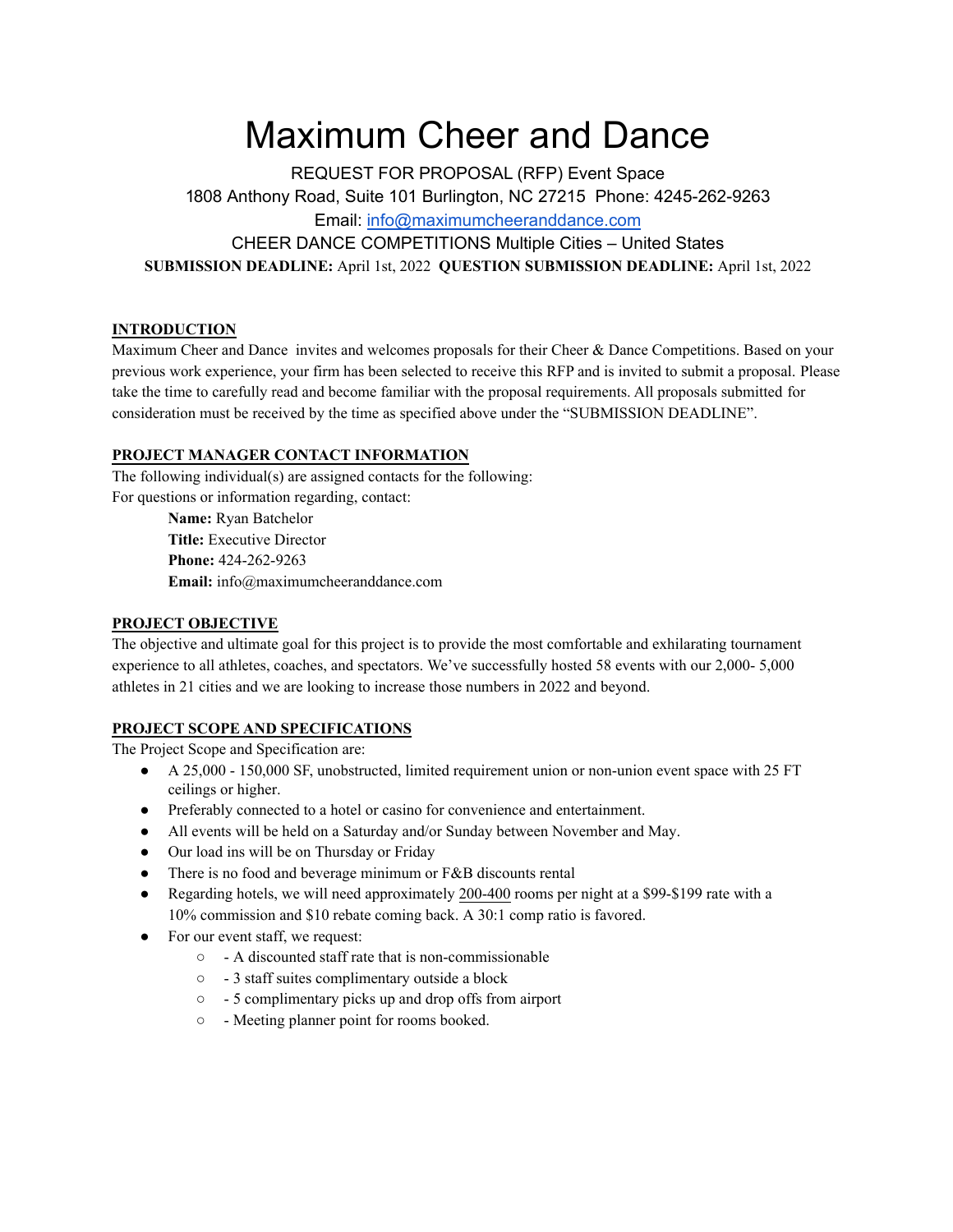# Maximum Cheer and Dance

REQUEST FOR PROPOSAL (RFP) Event Space

1808 Anthony Road, Suite 101 Burlington, NC 27215 Phone: 4245-262-9263

Email: info@maximumcheeranddance.com

CHEER DANCE COMPETITIONS Multiple Cities – United States

**SUBMISSION DEADLINE:** April 1st, 2022 **QUESTION SUBMISSION DEADLINE:** April 1st, 2022

## INTRODUCTION

Maximum Cheer and Dance invites and welcomes proposals for their Cheer & Dance Competitions. Based on your previous work experience, your firm has been selected to receive this RFP and is invited to submit a proposal. Please take the time to carefully read and become familiar with the proposal requirements. All proposals submitted for consideration must be received by the time as specified above under the "SUBMISSION DEADLINE".

## PROJECT MANAGER CONTACT INFORMATION

The following individual(s) are assigned contacts for the following:
For questions or information regarding, contact:

> **Name:** Ryan Batchelor
> **Title:** Executive Director
> **Phone:** 424-262-9263
> **Email:** info@maximumcheeranddance.com

## PROJECT OBJECTIVE

The objective and ultimate goal for this project is to provide the most comfortable and exhilarating tournament experience to all athletes, coaches, and spectators. We've successfully hosted 58 events with our 2,000- 5,000 athletes in 21 cities and we are looking to increase those numbers in 2022 and beyond.

## PROJECT SCOPE AND SPECIFICATIONS

The Project Scope and Specification are:

- A 25,000 - 150,000 SF, unobstructed, limited requirement union or non-union event space with 25 FT ceilings or higher.
- Preferably connected to a hotel or casino for convenience and entertainment.
- All events will be held on a Saturday and/or Sunday between November and May.
- Our load ins will be on Thursday or Friday
- There is no food and beverage minimum or F&B discounts rental
- Regarding hotels, we will need approximately 200-400 rooms per night at a $99-$199 rate with a 10% commission and $10 rebate coming back. A 30:1 comp ratio is favored.
- For our event staff, we request:
  - - A discounted staff rate that is non-commissionable
  - - 3 staff suites complimentary outside a block
  - - 5 complimentary picks up and drop offs from airport
  - - Meeting planner point for rooms booked.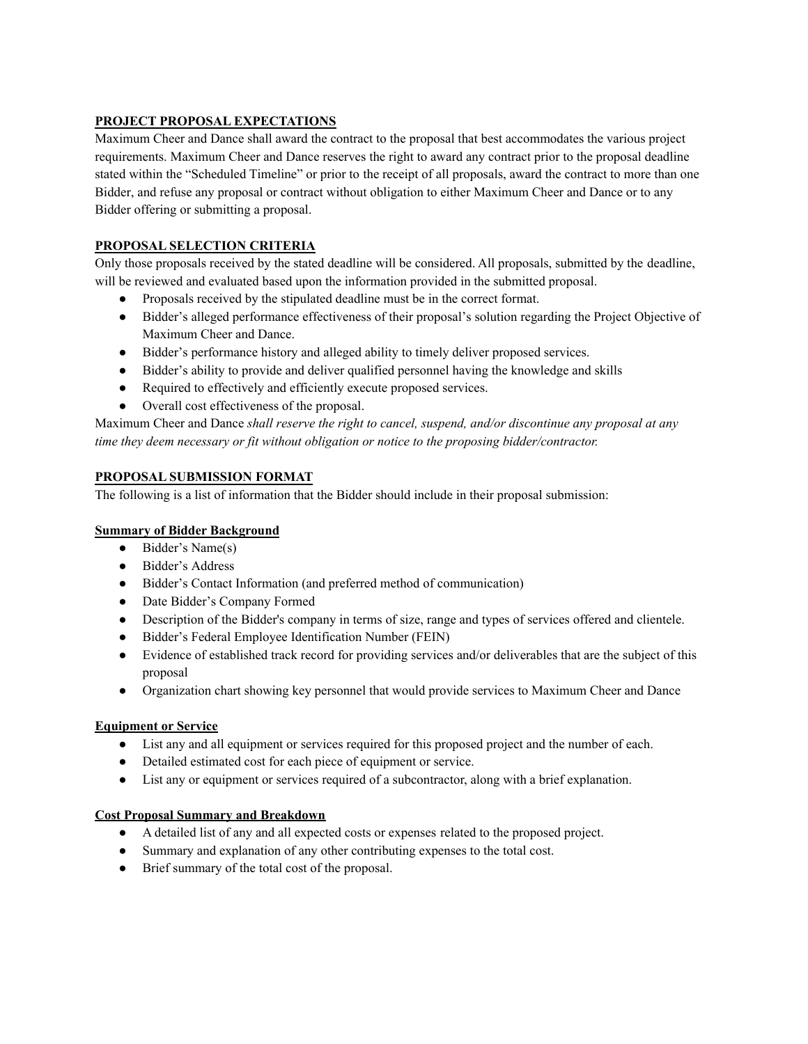## PROJECT PROPOSAL EXPECTATIONS

Maximum Cheer and Dance shall award the contract to the proposal that best accommodates the various project requirements. Maximum Cheer and Dance reserves the right to award any contract prior to the proposal deadline stated within the "Scheduled Timeline" or prior to the receipt of all proposals, award the contract to more than one Bidder, and refuse any proposal or contract without obligation to either Maximum Cheer and Dance or to any Bidder offering or submitting a proposal.

## PROPOSAL SELECTION CRITERIA

Only those proposals received by the stated deadline will be considered. All proposals, submitted by the deadline, will be reviewed and evaluated based upon the information provided in the submitted proposal.

- Proposals received by the stipulated deadline must be in the correct format.
- Bidder's alleged performance effectiveness of their proposal's solution regarding the Project Objective of Maximum Cheer and Dance.
- Bidder's performance history and alleged ability to timely deliver proposed services.
- Bidder's ability to provide and deliver qualified personnel having the knowledge and skills
- Required to effectively and efficiently execute proposed services.
- Overall cost effectiveness of the proposal.

Maximum Cheer and Dance *shall reserve the right to cancel, suspend, and/or discontinue any proposal at any time they deem necessary or fit without obligation or notice to the proposing bidder/contractor.*

## PROPOSAL SUBMISSION FORMAT

The following is a list of information that the Bidder should include in their proposal submission:

### Summary of Bidder Background

- Bidder's Name(s)
- Bidder's Address
- Bidder's Contact Information (and preferred method of communication)
- Date Bidder's Company Formed
- Description of the Bidder's company in terms of size, range and types of services offered and clientele.
- Bidder's Federal Employee Identification Number (FEIN)
- Evidence of established track record for providing services and/or deliverables that are the subject of this proposal
- Organization chart showing key personnel that would provide services to Maximum Cheer and Dance

### Equipment or Service

- List any and all equipment or services required for this proposed project and the number of each.
- Detailed estimated cost for each piece of equipment or service.
- List any or equipment or services required of a subcontractor, along with a brief explanation.

### Cost Proposal Summary and Breakdown

- A detailed list of any and all expected costs or expenses related to the proposed project.
- Summary and explanation of any other contributing expenses to the total cost.
- Brief summary of the total cost of the proposal.